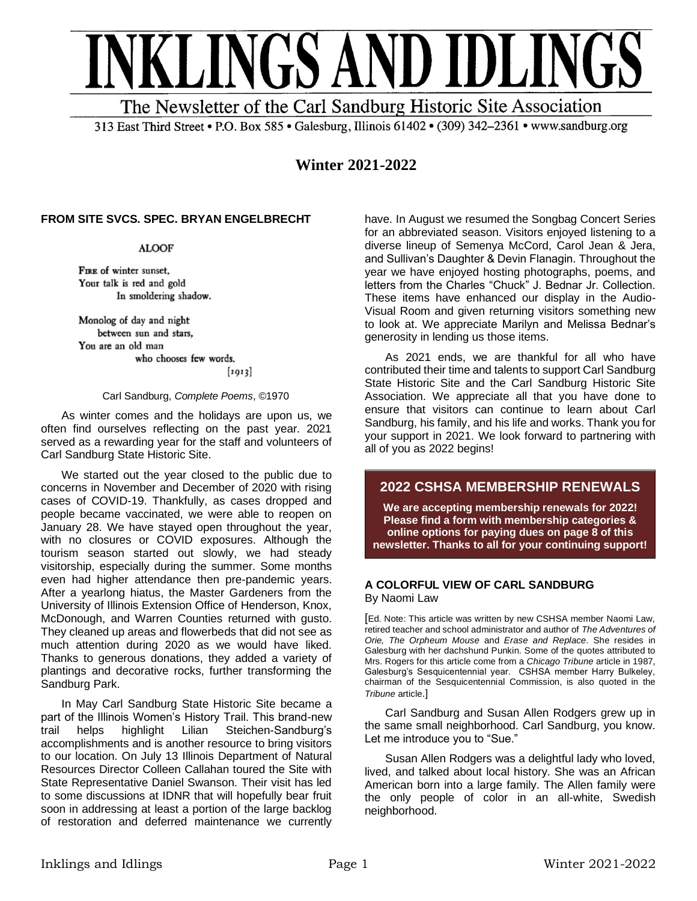# INKLINGS AND IDLINGS

The Newsletter of the Carl Sandburg Historic Site Association

313 East Third Street • P.O. Box 585 • Galesburg, Illinois 61402 • (309) 342–2361 • www.sandburg.org

## Winter 2021-2022

### FROM SITE SVCS. SPEC. BRYAN ENGELBRECHT

ALOOF

FIRE of winter sunset,
Your talk is red and gold
In smoldering shadow.

Monolog of day and night
between sun and stars,
You are an old man
who chooses few words.
[1913]

Carl Sandburg, *Complete Poems*, ©1970

As winter comes and the holidays are upon us, we often find ourselves reflecting on the past year. 2021 served as a rewarding year for the staff and volunteers of Carl Sandburg State Historic Site.

We started out the year closed to the public due to concerns in November and December of 2020 with rising cases of COVID-19. Thankfully, as cases dropped and people became vaccinated, we were able to reopen on January 28. We have stayed open throughout the year, with no closures or COVID exposures. Although the tourism season started out slowly, we had steady visitorship, especially during the summer. Some months even had higher attendance then pre-pandemic years. After a yearlong hiatus, the Master Gardeners from the University of Illinois Extension Office of Henderson, Knox, McDonough, and Warren Counties returned with gusto. They cleaned up areas and flowerbeds that did not see as much attention during 2020 as we would have liked. Thanks to generous donations, they added a variety of plantings and decorative rocks, further transforming the Sandburg Park.

In May Carl Sandburg State Historic Site became a part of the Illinois Women's History Trail. This brand-new trail helps highlight Lilian Steichen-Sandburg's accomplishments and is another resource to bring visitors to our location. On July 13 Illinois Department of Natural Resources Director Colleen Callahan toured the Site with State Representative Daniel Swanson. Their visit has led to some discussions at IDNR that will hopefully bear fruit soon in addressing at least a portion of the large backlog of restoration and deferred maintenance we currently have. In August we resumed the Songbag Concert Series for an abbreviated season. Visitors enjoyed listening to a diverse lineup of Semenya McCord, Carol Jean & Jera, and Sullivan's Daughter & Devin Flanagin. Throughout the year we have enjoyed hosting photographs, poems, and letters from the Charles "Chuck" J. Bednar Jr. Collection. These items have enhanced our display in the Audio-Visual Room and given returning visitors something new to look at. We appreciate Marilyn and Melissa Bednar's generosity in lending us those items.

As 2021 ends, we are thankful for all who have contributed their time and talents to support Carl Sandburg State Historic Site and the Carl Sandburg Historic Site Association. We appreciate all that you have done to ensure that visitors can continue to learn about Carl Sandburg, his family, and his life and works. Thank you for your support in 2021. We look forward to partnering with all of you as 2022 begins!

### 2022 CSHSA MEMBERSHIP RENEWALS

**We are accepting membership renewals for 2022! Please find a form with membership categories & online options for paying dues on page 8 of this newsletter. Thanks to all for your continuing support!**

### A COLORFUL VIEW OF CARL SANDBURG

By Naomi Law

[Ed. Note: This article was written by new CSHSA member Naomi Law, retired teacher and school administrator and author of *The Adventures of Orie, The Orpheum Mouse* and *Erase and Replace*. She resides in Galesburg with her dachshund Punkin. Some of the quotes attributed to Mrs. Rogers for this article come from a *Chicago Tribune* article in 1987, Galesburg's Sesquicentennial year. CSHSA member Harry Bulkeley, chairman of the Sesquicentennial Commission, is also quoted in the *Tribune* article.]

Carl Sandburg and Susan Allen Rodgers grew up in the same small neighborhood. Carl Sandburg, you know. Let me introduce you to "Sue."

Susan Allen Rodgers was a delightful lady who loved, lived, and talked about local history. She was an African American born into a large family. The Allen family were the only people of color in an all-white, Swedish neighborhood.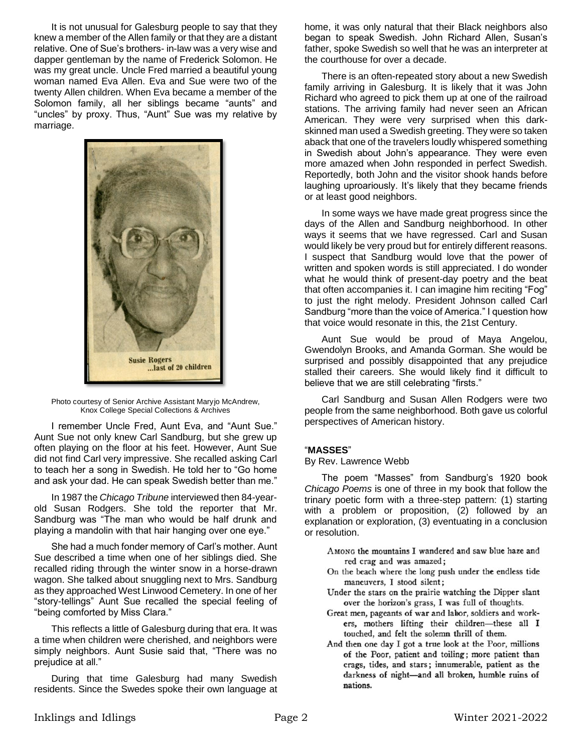It is not unusual for Galesburg people to say that they knew a member of the Allen family or that they are a distant relative. One of Sue's brothers- in-law was a very wise and dapper gentleman by the name of Frederick Solomon. He was my great uncle. Uncle Fred married a beautiful young woman named Eva Allen. Eva and Sue were two of the twenty Allen children. When Eva became a member of the Solomon family, all her siblings became "aunts" and "uncles" by proxy. Thus, "Aunt" Sue was my relative by marriage.

Susie Rogers ...last of 20 children

Photo courtesy of Senior Archive Assistant Maryjo McAndrew, Knox College Special Collections & Archives

I remember Uncle Fred, Aunt Eva, and "Aunt Sue." Aunt Sue not only knew Carl Sandburg, but she grew up often playing on the floor at his feet. However, Aunt Sue did not find Carl very impressive. She recalled asking Carl to teach her a song in Swedish. He told her to "Go home and ask your dad. He can speak Swedish better than me."

In 1987 the *Chicago Tribune* interviewed then 84-year-old Susan Rodgers. She told the reporter that Mr. Sandburg was "The man who would be half drunk and playing a mandolin with that hair hanging over one eye."

She had a much fonder memory of Carl's mother. Aunt Sue described a time when one of her siblings died. She recalled riding through the winter snow in a horse-drawn wagon. She talked about snuggling next to Mrs. Sandburg as they approached West Linwood Cemetery. In one of her "story-tellings" Aunt Sue recalled the special feeling of "being comforted by Miss Clara."

This reflects a little of Galesburg during that era. It was a time when children were cherished, and neighbors were simply neighbors. Aunt Susie said that, "There was no prejudice at all."

During that time Galesburg had many Swedish residents. Since the Swedes spoke their own language at home, it was only natural that their Black neighbors also began to speak Swedish. John Richard Allen, Susan's father, spoke Swedish so well that he was an interpreter at the courthouse for over a decade.

There is an often-repeated story about a new Swedish family arriving in Galesburg. It is likely that it was John Richard who agreed to pick them up at one of the railroad stations. The arriving family had never seen an African American. They were very surprised when this dark-skinned man used a Swedish greeting. They were so taken aback that one of the travelers loudly whispered something in Swedish about John's appearance. They were even more amazed when John responded in perfect Swedish. Reportedly, both John and the visitor shook hands before laughing uproariously. It's likely that they became friends or at least good neighbors.

In some ways we have made great progress since the days of the Allen and Sandburg neighborhood. In other ways it seems that we have regressed. Carl and Susan would likely be very proud but for entirely different reasons. I suspect that Sandburg would love that the power of written and spoken words is still appreciated. I do wonder what he would think of present-day poetry and the beat that often accompanies it. I can imagine him reciting "Fog" to just the right melody. President Johnson called Carl Sandburg "more than the voice of America." I question how that voice would resonate in this, the 21st Century.

Aunt Sue would be proud of Maya Angelou, Gwendolyn Brooks, and Amanda Gorman. She would be surprised and possibly disappointed that any prejudice stalled their careers. She would likely find it difficult to believe that we are still celebrating "firsts."

Carl Sandburg and Susan Allen Rodgers were two people from the same neighborhood. Both gave us colorful perspectives of American history.

### "MASSES"

By Rev. Lawrence Webb

The poem "Masses" from Sandburg's 1920 book *Chicago Poems* is one of three in my book that follow the trinary poetic form with a three-step pattern: (1) starting with a problem or proposition, (2) followed by an explanation or exploration, (3) eventuating in a conclusion or resolution.

> AMONG the mountains I wandered and saw blue haze and red crag and was amazed;
> On the beach where the long push under the endless tide maneuvers, I stood silent;
> Under the stars on the prairie watching the Dipper slant over the horizon's grass, I was full of thoughts.
> Great men, pageants of war and labor, soldiers and workers, mothers lifting their children—these all I touched, and felt the solemn thrill of them.
> And then one day I got a true look at the Poor, millions of the Poor, patient and toiling; more patient than crags, tides, and stars; innumerable, patient as the darkness of night—and all broken, humble ruins of nations.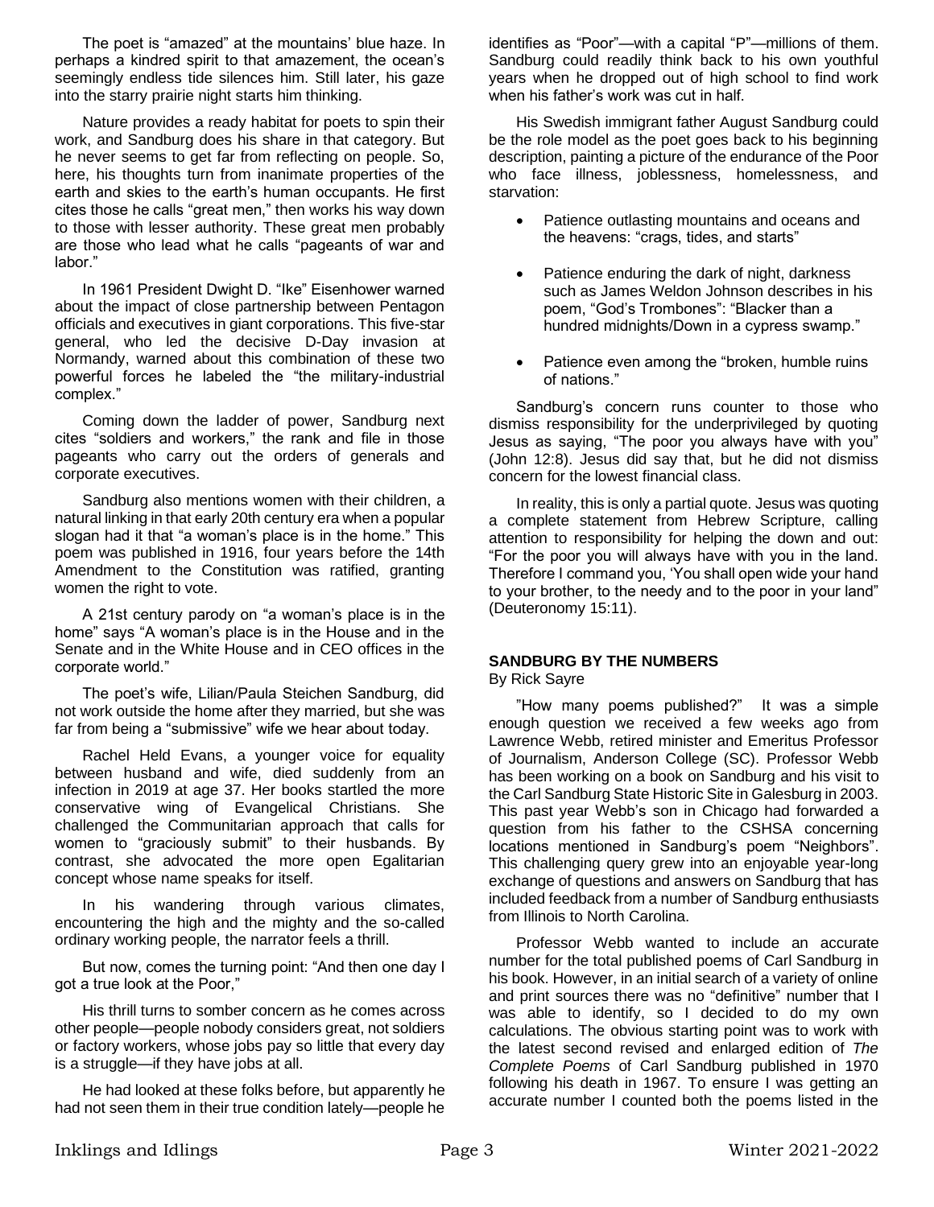The poet is "amazed" at the mountains' blue haze. In perhaps a kindred spirit to that amazement, the ocean's seemingly endless tide silences him. Still later, his gaze into the starry prairie night starts him thinking.

Nature provides a ready habitat for poets to spin their work, and Sandburg does his share in that category. But he never seems to get far from reflecting on people. So, here, his thoughts turn from inanimate properties of the earth and skies to the earth's human occupants. He first cites those he calls "great men," then works his way down to those with lesser authority. These great men probably are those who lead what he calls "pageants of war and labor."

In 1961 President Dwight D. "Ike" Eisenhower warned about the impact of close partnership between Pentagon officials and executives in giant corporations. This five-star general, who led the decisive D-Day invasion at Normandy, warned about this combination of these two powerful forces he labeled the "the military-industrial complex."

Coming down the ladder of power, Sandburg next cites "soldiers and workers," the rank and file in those pageants who carry out the orders of generals and corporate executives.

Sandburg also mentions women with their children, a natural linking in that early 20th century era when a popular slogan had it that "a woman's place is in the home." This poem was published in 1916, four years before the 14th Amendment to the Constitution was ratified, granting women the right to vote.

A 21st century parody on "a woman's place is in the home" says "A woman's place is in the House and in the Senate and in the White House and in CEO offices in the corporate world."

The poet's wife, Lilian/Paula Steichen Sandburg, did not work outside the home after they married, but she was far from being a "submissive" wife we hear about today.

Rachel Held Evans, a younger voice for equality between husband and wife, died suddenly from an infection in 2019 at age 37. Her books startled the more conservative wing of Evangelical Christians. She challenged the Communitarian approach that calls for women to "graciously submit" to their husbands. By contrast, she advocated the more open Egalitarian concept whose name speaks for itself.

In his wandering through various climates, encountering the high and the mighty and the so-called ordinary working people, the narrator feels a thrill.

But now, comes the turning point: "And then one day I got a true look at the Poor,"

His thrill turns to somber concern as he comes across other people—people nobody considers great, not soldiers or factory workers, whose jobs pay so little that every day is a struggle—if they have jobs at all.

He had looked at these folks before, but apparently he had not seen them in their true condition lately—people he identifies as "Poor"—with a capital "P"—millions of them. Sandburg could readily think back to his own youthful years when he dropped out of high school to find work when his father's work was cut in half.

His Swedish immigrant father August Sandburg could be the role model as the poet goes back to his beginning description, painting a picture of the endurance of the Poor who face illness, joblessness, homelessness, and starvation:

- Patience outlasting mountains and oceans and the heavens: "crags, tides, and starts"
- Patience enduring the dark of night, darkness such as James Weldon Johnson describes in his poem, "God's Trombones": "Blacker than a hundred midnights/Down in a cypress swamp."
- Patience even among the "broken, humble ruins of nations."

Sandburg's concern runs counter to those who dismiss responsibility for the underprivileged by quoting Jesus as saying, "The poor you always have with you" (John 12:8). Jesus did say that, but he did not dismiss concern for the lowest financial class.

In reality, this is only a partial quote. Jesus was quoting a complete statement from Hebrew Scripture, calling attention to responsibility for helping the down and out: "For the poor you will always have with you in the land. Therefore I command you, 'You shall open wide your hand to your brother, to the needy and to the poor in your land" (Deuteronomy 15:11).

## SANDBURG BY THE NUMBERS

By Rick Sayre

"How many poems published?" It was a simple enough question we received a few weeks ago from Lawrence Webb, retired minister and Emeritus Professor of Journalism, Anderson College (SC). Professor Webb has been working on a book on Sandburg and his visit to the Carl Sandburg State Historic Site in Galesburg in 2003. This past year Webb's son in Chicago had forwarded a question from his father to the CSHSA concerning locations mentioned in Sandburg's poem "Neighbors". This challenging query grew into an enjoyable year-long exchange of questions and answers on Sandburg that has included feedback from a number of Sandburg enthusiasts from Illinois to North Carolina.

Professor Webb wanted to include an accurate number for the total published poems of Carl Sandburg in his book. However, in an initial search of a variety of online and print sources there was no "definitive" number that I was able to identify, so I decided to do my own calculations. The obvious starting point was to work with the latest second revised and enlarged edition of *The Complete Poems* of Carl Sandburg published in 1970 following his death in 1967. To ensure I was getting an accurate number I counted both the poems listed in the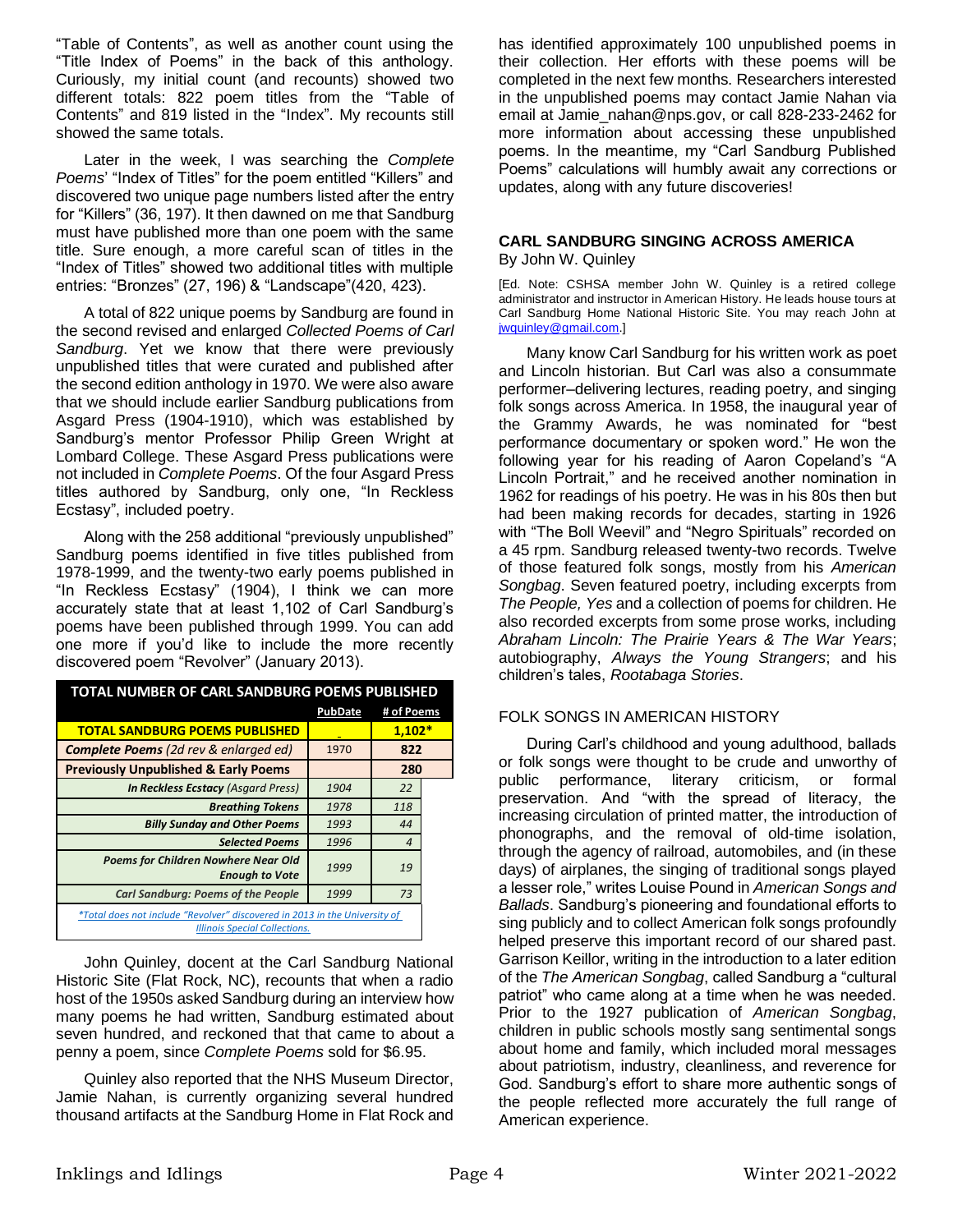"Table of Contents", as well as another count using the "Title Index of Poems" in the back of this anthology. Curiously, my initial count (and recounts) showed two different totals: 822 poem titles from the "Table of Contents" and 819 listed in the "Index". My recounts still showed the same totals.

Later in the week, I was searching the *Complete Poems*' "Index of Titles" for the poem entitled "Killers" and discovered two unique page numbers listed after the entry for "Killers" (36, 197). It then dawned on me that Sandburg must have published more than one poem with the same title. Sure enough, a more careful scan of titles in the "Index of Titles" showed two additional titles with multiple entries: "Bronzes" (27, 196) & "Landscape"(420, 423).

A total of 822 unique poems by Sandburg are found in the second revised and enlarged *Collected Poems of Carl Sandburg*. Yet we know that there were previously unpublished titles that were curated and published after the second edition anthology in 1970. We were also aware that we should include earlier Sandburg publications from Asgard Press (1904-1910), which was established by Sandburg's mentor Professor Philip Green Wright at Lombard College. These Asgard Press publications were not included in *Complete Poems*. Of the four Asgard Press titles authored by Sandburg, only one, "In Reckless Ecstasy", included poetry.

Along with the 258 additional "previously unpublished" Sandburg poems identified in five titles published from 1978-1999, and the twenty-two early poems published in "In Reckless Ecstasy" (1904), I think we can more accurately state that at least 1,102 of Carl Sandburg's poems have been published through 1999. You can add one more if you'd like to include the more recently discovered poem "Revolver" (January 2013).

| TOTAL NUMBER OF CARL SANDBURG POEMS PUBLISHED | PubDate | # of Poems |
|---|---|---|
| **TOTAL SANDBURG POEMS PUBLISHED** | | **1,102*** |
| ***Complete Poems*** *(2d rev & enlarged ed)* | 1970 | **822** |
| **Previously Unpublished & Early Poems** | | **280** |
| ***In Reckless Ecstacy*** *(Asgard Press)* | *1904* | *22* |
| ***Breathing Tokens*** | *1978* | *118* |
| ***Billy Sunday and Other Poems*** | *1993* | *44* |
| ***Selected Poems*** | *1996* | *4* |
| ***Poems for Children Nowhere Near Old Enough to Vote*** | *1999* | *19* |
| ***Carl Sandburg: Poems of the People*** | *1999* | *73* |

*\*Total does not include "Revolver" discovered in 2013 in the University of Illinois Special Collections.*

John Quinley, docent at the Carl Sandburg National Historic Site (Flat Rock, NC), recounts that when a radio host of the 1950s asked Sandburg during an interview how many poems he had written, Sandburg estimated about seven hundred, and reckoned that that came to about a penny a poem, since *Complete Poems* sold for $6.95.

Quinley also reported that the NHS Museum Director, Jamie Nahan, is currently organizing several hundred thousand artifacts at the Sandburg Home in Flat Rock and has identified approximately 100 unpublished poems in their collection. Her efforts with these poems will be completed in the next few months. Researchers interested in the unpublished poems may contact Jamie Nahan via email at Jamie_nahan@nps.gov, or call 828-233-2462 for more information about accessing these unpublished poems. In the meantime, my "Carl Sandburg Published Poems" calculations will humbly await any corrections or updates, along with any future discoveries!

## CARL SANDBURG SINGING ACROSS AMERICA

By John W. Quinley

[Ed. Note: CSHSA member John W. Quinley is a retired college administrator and instructor in American History. He leads house tours at Carl Sandburg Home National Historic Site. You may reach John at jwquinley@gmail.com.]

Many know Carl Sandburg for his written work as poet and Lincoln historian. But Carl was also a consummate performer–delivering lectures, reading poetry, and singing folk songs across America. In 1958, the inaugural year of the Grammy Awards, he was nominated for "best performance documentary or spoken word." He won the following year for his reading of Aaron Copeland's "A Lincoln Portrait," and he received another nomination in 1962 for readings of his poetry. He was in his 80s then but had been making records for decades, starting in 1926 with "The Boll Weevil" and "Negro Spirituals" recorded on a 45 rpm. Sandburg released twenty-two records. Twelve of those featured folk songs, mostly from his *American Songbag*. Seven featured poetry, including excerpts from *The People, Yes* and a collection of poems for children. He also recorded excerpts from some prose works, including *Abraham Lincoln: The Prairie Years & The War Years*; autobiography, *Always the Young Strangers*; and his children's tales, *Rootabaga Stories*.

### FOLK SONGS IN AMERICAN HISTORY

During Carl's childhood and young adulthood, ballads or folk songs were thought to be crude and unworthy of public performance, literary criticism, or formal preservation. And "with the spread of literacy, the increasing circulation of printed matter, the introduction of phonographs, and the removal of old-time isolation, through the agency of railroad, automobiles, and (in these days) of airplanes, the singing of traditional songs played a lesser role," writes Louise Pound in *American Songs and Ballads*. Sandburg's pioneering and foundational efforts to sing publicly and to collect American folk songs profoundly helped preserve this important record of our shared past. Garrison Keillor, writing in the introduction to a later edition of the *The American Songbag*, called Sandburg a "cultural patriot" who came along at a time when he was needed. Prior to the 1927 publication of *American Songbag*, children in public schools mostly sang sentimental songs about home and family, which included moral messages about patriotism, industry, cleanliness, and reverence for God. Sandburg's effort to share more authentic songs of the people reflected more accurately the full range of American experience.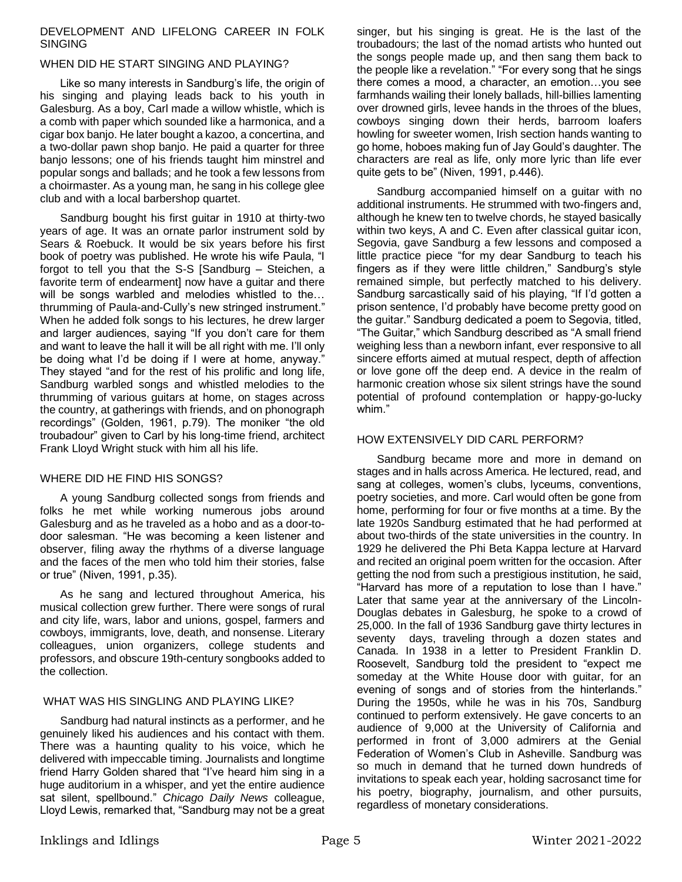## DEVELOPMENT AND LIFELONG CAREER IN FOLK SINGING

### WHEN DID HE START SINGING AND PLAYING?

Like so many interests in Sandburg's life, the origin of his singing and playing leads back to his youth in Galesburg. As a boy, Carl made a willow whistle, which is a comb with paper which sounded like a harmonica, and a cigar box banjo. He later bought a kazoo, a concertina, and a two-dollar pawn shop banjo. He paid a quarter for three banjo lessons; one of his friends taught him minstrel and popular songs and ballads; and he took a few lessons from a choirmaster. As a young man, he sang in his college glee club and with a local barbershop quartet.

Sandburg bought his first guitar in 1910 at thirty-two years of age. It was an ornate parlor instrument sold by Sears & Roebuck. It would be six years before his first book of poetry was published. He wrote his wife Paula, "I forgot to tell you that the S-S [Sandburg – Steichen, a favorite term of endearment] now have a guitar and there will be songs warbled and melodies whistled to the… thrumming of Paula-and-Cully's new stringed instrument." When he added folk songs to his lectures, he drew larger and larger audiences, saying "If you don't care for them and want to leave the hall it will be all right with me. I'll only be doing what I'd be doing if I were at home, anyway." They stayed "and for the rest of his prolific and long life, Sandburg warbled songs and whistled melodies to the thrumming of various guitars at home, on stages across the country, at gatherings with friends, and on phonograph recordings" (Golden, 1961, p.79). The moniker "the old troubadour" given to Carl by his long-time friend, architect Frank Lloyd Wright stuck with him all his life.

### WHERE DID HE FIND HIS SONGS?

A young Sandburg collected songs from friends and folks he met while working numerous jobs around Galesburg and as he traveled as a hobo and as a door-to-door salesman. "He was becoming a keen listener and observer, filing away the rhythms of a diverse language and the faces of the men who told him their stories, false or true" (Niven, 1991, p.35).

As he sang and lectured throughout America, his musical collection grew further. There were songs of rural and city life, wars, labor and unions, gospel, farmers and cowboys, immigrants, love, death, and nonsense. Literary colleagues, union organizers, college students and professors, and obscure 19th-century songbooks added to the collection.

### WHAT WAS HIS SINGLING AND PLAYING LIKE?

Sandburg had natural instincts as a performer, and he genuinely liked his audiences and his contact with them. There was a haunting quality to his voice, which he delivered with impeccable timing. Journalists and longtime friend Harry Golden shared that "I've heard him sing in a huge auditorium in a whisper, and yet the entire audience sat silent, spellbound." *Chicago Daily News* colleague, Lloyd Lewis, remarked that, "Sandburg may not be a great singer, but his singing is great. He is the last of the troubadours; the last of the nomad artists who hunted out the songs people made up, and then sang them back to the people like a revelation." "For every song that he sings there comes a mood, a character, an emotion…you see farmhands wailing their lonely ballads, hill-billies lamenting over drowned girls, levee hands in the throes of the blues, cowboys singing down their herds, barroom loafers howling for sweeter women, Irish section hands wanting to go home, hoboes making fun of Jay Gould's daughter. The characters are real as life, only more lyric than life ever quite gets to be" (Niven, 1991, p.446).

Sandburg accompanied himself on a guitar with no additional instruments. He strummed with two-fingers and, although he knew ten to twelve chords, he stayed basically within two keys, A and C. Even after classical guitar icon, Segovia, gave Sandburg a few lessons and composed a little practice piece "for my dear Sandburg to teach his fingers as if they were little children," Sandburg's style remained simple, but perfectly matched to his delivery. Sandburg sarcastically said of his playing, "If I'd gotten a prison sentence, I'd probably have become pretty good on the guitar." Sandburg dedicated a poem to Segovia, titled, "The Guitar," which Sandburg described as "A small friend weighing less than a newborn infant, ever responsive to all sincere efforts aimed at mutual respect, depth of affection or love gone off the deep end. A device in the realm of harmonic creation whose six silent strings have the sound potential of profound contemplation or happy-go-lucky whim."

### HOW EXTENSIVELY DID CARL PERFORM?

Sandburg became more and more in demand on stages and in halls across America. He lectured, read, and sang at colleges, women's clubs, lyceums, conventions, poetry societies, and more. Carl would often be gone from home, performing for four or five months at a time. By the late 1920s Sandburg estimated that he had performed at about two-thirds of the state universities in the country. In 1929 he delivered the Phi Beta Kappa lecture at Harvard and recited an original poem written for the occasion. After getting the nod from such a prestigious institution, he said, "Harvard has more of a reputation to lose than I have." Later that same year at the anniversary of the Lincoln-Douglas debates in Galesburg, he spoke to a crowd of 25,000. In the fall of 1936 Sandburg gave thirty lectures in seventy days, traveling through a dozen states and Canada. In 1938 in a letter to President Franklin D. Roosevelt, Sandburg told the president to "expect me someday at the White House door with guitar, for an evening of songs and of stories from the hinterlands." During the 1950s, while he was in his 70s, Sandburg continued to perform extensively. He gave concerts to an audience of 9,000 at the University of California and performed in front of 3,000 admirers at the Genial Federation of Women's Club in Asheville. Sandburg was so much in demand that he turned down hundreds of invitations to speak each year, holding sacrosanct time for his poetry, biography, journalism, and other pursuits, regardless of monetary considerations.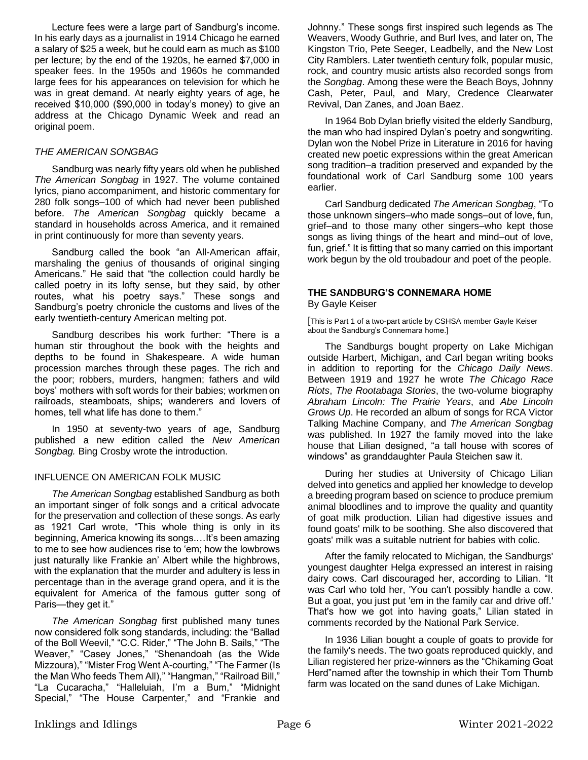Lecture fees were a large part of Sandburg's income. In his early days as a journalist in 1914 Chicago he earned a salary of $25 a week, but he could earn as much as $100 per lecture; by the end of the 1920s, he earned $7,000 in speaker fees. In the 1950s and 1960s he commanded large fees for his appearances on television for which he was in great demand. At nearly eighty years of age, he received $10,000 ($90,000 in today's money) to give an address at the Chicago Dynamic Week and read an original poem.

### *THE AMERICAN SONGBAG*

Sandburg was nearly fifty years old when he published *The American Songbag* in 1927. The volume contained lyrics, piano accompaniment, and historic commentary for 280 folk songs–100 of which had never been published before. *The American Songbag* quickly became a standard in households across America, and it remained in print continuously for more than seventy years.

Sandburg called the book "an All-American affair, marshaling the genius of thousands of original singing Americans." He said that "the collection could hardly be called poetry in its lofty sense, but they said, by other routes, what his poetry says." These songs and Sandburg's poetry chronicle the customs and lives of the early twentieth-century American melting pot.

Sandburg describes his work further: "There is a human stir throughout the book with the heights and depths to be found in Shakespeare. A wide human procession marches through these pages. The rich and the poor; robbers, murders, hangmen; fathers and wild boys' mothers with soft words for their babies; workmen on railroads, steamboats, ships; wanderers and lovers of homes, tell what life has done to them."

In 1950 at seventy-two years of age, Sandburg published a new edition called the *New American Songbag.* Bing Crosby wrote the introduction.

### INFLUENCE ON AMERICAN FOLK MUSIC

*The American Songbag* established Sandburg as both an important singer of folk songs and a critical advocate for the preservation and collection of these songs. As early as 1921 Carl wrote, "This whole thing is only in its beginning, America knowing its songs.…It's been amazing to me to see how audiences rise to 'em; how the lowbrows just naturally like Frankie an' Albert while the highbrows, with the explanation that the murder and adultery is less in percentage than in the average grand opera, and it is the equivalent for America of the famous gutter song of Paris—they get it."

*The American Songbag* first published many tunes now considered folk song standards, including: the "Ballad of the Boll Weevil," "C.C. Rider," "The John B. Sails," "The Weaver," "Casey Jones," "Shenandoah (as the Wide Mizzoura)," "Mister Frog Went A-courting," "The Farmer (Is the Man Who feeds Them All)," "Hangman," "Railroad Bill," "La Cucaracha," "Halleluiah, I'm a Bum," "Midnight Special," "The House Carpenter," and "Frankie and Johnny." These songs first inspired such legends as The Weavers, Woody Guthrie, and Burl Ives, and later on, The Kingston Trio, Pete Seeger, Leadbelly, and the New Lost City Ramblers. Later twentieth century folk, popular music, rock, and country music artists also recorded songs from the *Songbag*. Among these were the Beach Boys, Johnny Cash, Peter, Paul, and Mary, Credence Clearwater Revival, Dan Zanes, and Joan Baez.

In 1964 Bob Dylan briefly visited the elderly Sandburg, the man who had inspired Dylan's poetry and songwriting. Dylan won the Nobel Prize in Literature in 2016 for having created new poetic expressions within the great American song tradition–a tradition preserved and expanded by the foundational work of Carl Sandburg some 100 years earlier.

Carl Sandburg dedicated *The American Songbag*, "To those unknown singers–who made songs–out of love, fun, grief–and to those many other singers–who kept those songs as living things of the heart and mind–out of love, fun, grief." It is fitting that so many carried on this important work begun by the old troubadour and poet of the people.

## THE SANDBURG'S CONNEMARA HOME

By Gayle Keiser

[This is Part 1 of a two-part article by CSHSA member Gayle Keiser about the Sandburg's Connemara home.]

The Sandburgs bought property on Lake Michigan outside Harbert, Michigan, and Carl began writing books in addition to reporting for the *Chicago Daily News*. Between 1919 and 1927 he wrote *The Chicago Race Riots*, *The Rootabaga Stories*, the two-volume biography *Abraham Lincoln: The Prairie Years*, and *Abe Lincoln Grows Up*. He recorded an album of songs for RCA Victor Talking Machine Company, and *The American Songbag* was published. In 1927 the family moved into the lake house that Lilian designed, "a tall house with scores of windows" as granddaughter Paula Steichen saw it.

During her studies at University of Chicago Lilian delved into genetics and applied her knowledge to develop a breeding program based on science to produce premium animal bloodlines and to improve the quality and quantity of goat milk production. Lilian had digestive issues and found goats' milk to be soothing. She also discovered that goats' milk was a suitable nutrient for babies with colic.

After the family relocated to Michigan, the Sandburgs' youngest daughter Helga expressed an interest in raising dairy cows. Carl discouraged her, according to Lilian. "It was Carl who told her, 'You can't possibly handle a cow. But a goat, you just put 'em in the family car and drive off.' That's how we got into having goats," Lilian stated in comments recorded by the National Park Service.

In 1936 Lilian bought a couple of goats to provide for the family's needs. The two goats reproduced quickly, and Lilian registered her prize-winners as the "Chikaming Goat Herd"named after the township in which their Tom Thumb farm was located on the sand dunes of Lake Michigan.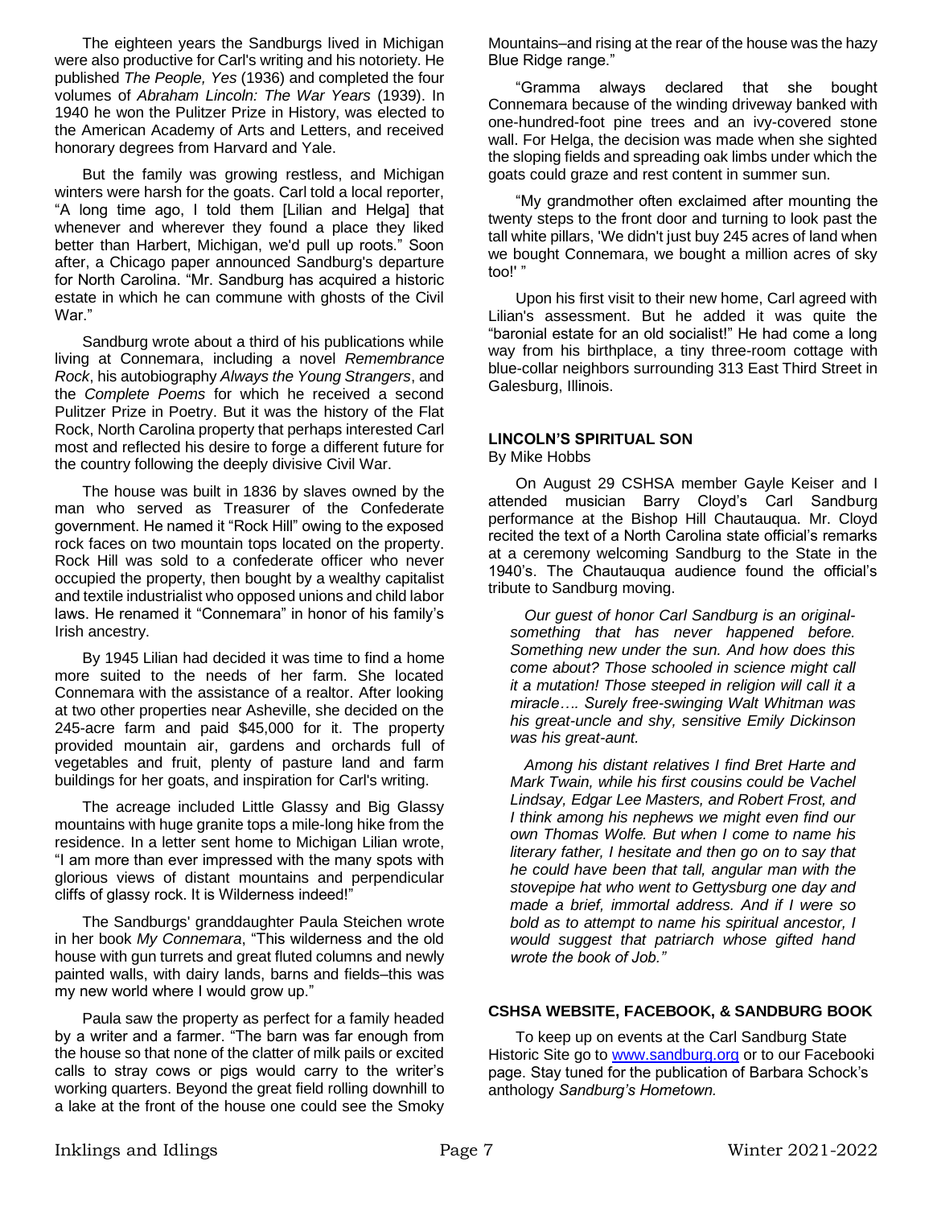The eighteen years the Sandburgs lived in Michigan were also productive for Carl's writing and his notoriety. He published *The People, Yes* (1936) and completed the four volumes of *Abraham Lincoln: The War Years* (1939). In 1940 he won the Pulitzer Prize in History, was elected to the American Academy of Arts and Letters, and received honorary degrees from Harvard and Yale.

But the family was growing restless, and Michigan winters were harsh for the goats. Carl told a local reporter, "A long time ago, I told them [Lilian and Helga] that whenever and wherever they found a place they liked better than Harbert, Michigan, we'd pull up roots." Soon after, a Chicago paper announced Sandburg's departure for North Carolina. "Mr. Sandburg has acquired a historic estate in which he can commune with ghosts of the Civil War."

Sandburg wrote about a third of his publications while living at Connemara, including a novel *Remembrance Rock*, his autobiography *Always the Young Strangers*, and the *Complete Poems* for which he received a second Pulitzer Prize in Poetry. But it was the history of the Flat Rock, North Carolina property that perhaps interested Carl most and reflected his desire to forge a different future for the country following the deeply divisive Civil War.

The house was built in 1836 by slaves owned by the man who served as Treasurer of the Confederate government. He named it "Rock Hill" owing to the exposed rock faces on two mountain tops located on the property. Rock Hill was sold to a confederate officer who never occupied the property, then bought by a wealthy capitalist and textile industrialist who opposed unions and child labor laws. He renamed it "Connemara" in honor of his family's Irish ancestry.

By 1945 Lilian had decided it was time to find a home more suited to the needs of her farm. She located Connemara with the assistance of a realtor. After looking at two other properties near Asheville, she decided on the 245-acre farm and paid $45,000 for it. The property provided mountain air, gardens and orchards full of vegetables and fruit, plenty of pasture land and farm buildings for her goats, and inspiration for Carl's writing.

The acreage included Little Glassy and Big Glassy mountains with huge granite tops a mile-long hike from the residence. In a letter sent home to Michigan Lilian wrote, "I am more than ever impressed with the many spots with glorious views of distant mountains and perpendicular cliffs of glassy rock. It is Wilderness indeed!"

The Sandburgs' granddaughter Paula Steichen wrote in her book *My Connemara*, "This wilderness and the old house with gun turrets and great fluted columns and newly painted walls, with dairy lands, barns and fields–this was my new world where I would grow up."

Paula saw the property as perfect for a family headed by a writer and a farmer. "The barn was far enough from the house so that none of the clatter of milk pails or excited calls to stray cows or pigs would carry to the writer's working quarters. Beyond the great field rolling downhill to a lake at the front of the house one could see the Smoky Mountains–and rising at the rear of the house was the hazy Blue Ridge range."

"Gramma always declared that she bought Connemara because of the winding driveway banked with one-hundred-foot pine trees and an ivy-covered stone wall. For Helga, the decision was made when she sighted the sloping fields and spreading oak limbs under which the goats could graze and rest content in summer sun.

"My grandmother often exclaimed after mounting the twenty steps to the front door and turning to look past the tall white pillars, 'We didn't just buy 245 acres of land when we bought Connemara, we bought a million acres of sky too!' "

Upon his first visit to their new home, Carl agreed with Lilian's assessment. But he added it was quite the "baronial estate for an old socialist!" He had come a long way from his birthplace, a tiny three-room cottage with blue-collar neighbors surrounding 313 East Third Street in Galesburg, Illinois.

## LINCOLN'S SPIRITUAL SON

By Mike Hobbs

On August 29 CSHSA member Gayle Keiser and I attended musician Barry Cloyd's Carl Sandburg performance at the Bishop Hill Chautauqua. Mr. Cloyd recited the text of a North Carolina state official's remarks at a ceremony welcoming Sandburg to the State in the 1940's. The Chautauqua audience found the official's tribute to Sandburg moving.

> *Our guest of honor Carl Sandburg is an original-something that has never happened before. Something new under the sun. And how does this come about? Those schooled in science might call it a mutation! Those steeped in religion will call it a miracle…. Surely free-swinging Walt Whitman was his great-uncle and shy, sensitive Emily Dickinson was his great-aunt.*
>
> *Among his distant relatives I find Bret Harte and Mark Twain, while his first cousins could be Vachel Lindsay, Edgar Lee Masters, and Robert Frost, and I think among his nephews we might even find our own Thomas Wolfe. But when I come to name his literary father, I hesitate and then go on to say that he could have been that tall, angular man with the stovepipe hat who went to Gettysburg one day and made a brief, immortal address. And if I were so bold as to attempt to name his spiritual ancestor, I would suggest that patriarch whose gifted hand wrote the book of Job."*

## CSHSA WEBSITE, FACEBOOK, & SANDBURG BOOK

To keep up on events at the Carl Sandburg State Historic Site go to [www.sandburg.org](http://www.sandburg.org) or to our Facebooki page. Stay tuned for the publication of Barbara Schock's anthology *Sandburg's Hometown.*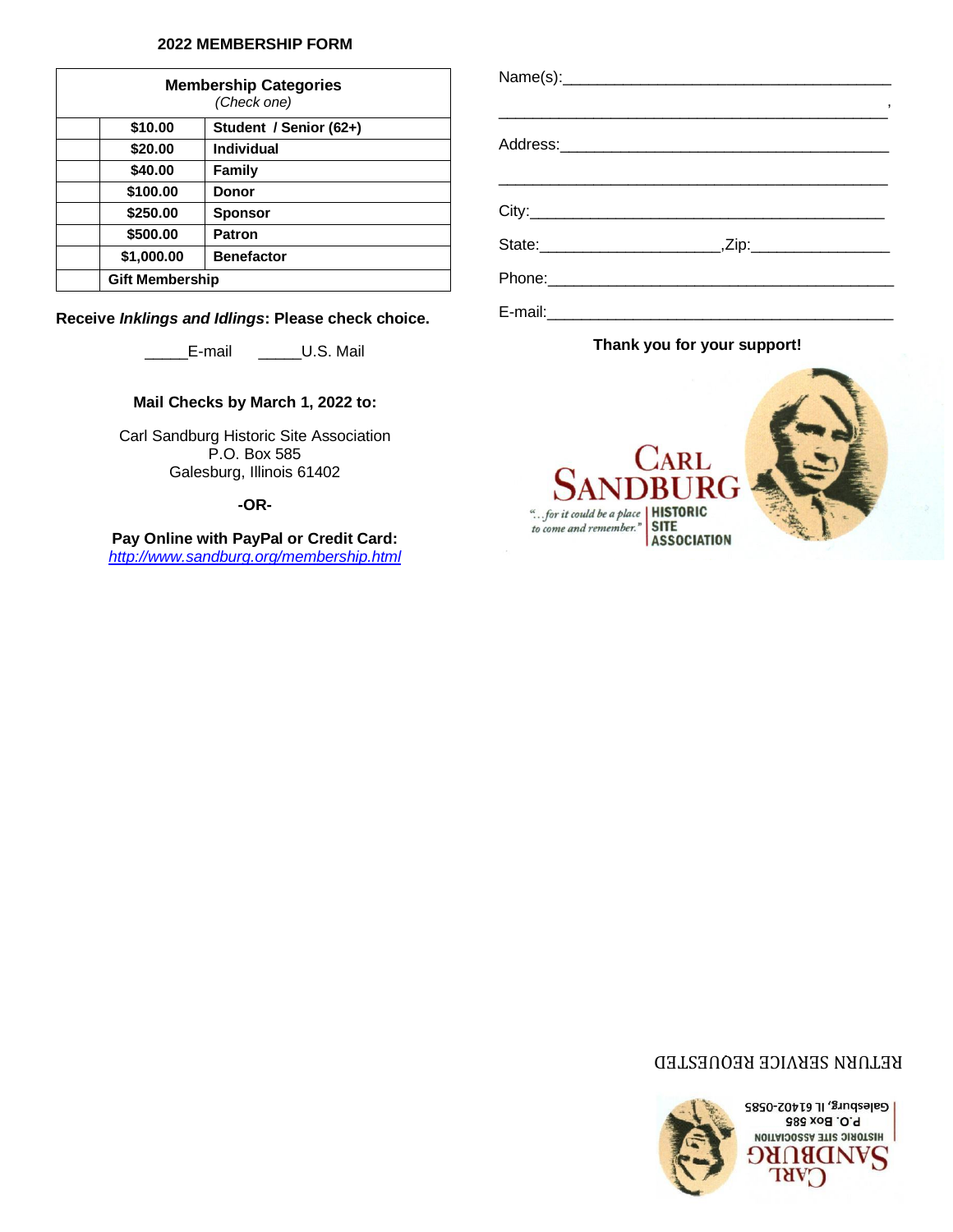## 2022 MEMBERSHIP FORM

| Membership Categories *(Check one)* | | |
|---|---|---|
| | $10.00 | Student / Senior (62+) |
| | $20.00 | Individual |
| | $40.00 | Family |
| | $100.00 | Donor |
| | $250.00 | Sponsor |
| | $500.00 | Patron |
| | $1,000.00 | Benefactor |
| | Gift Membership | |

**Receive *Inklings and Idlings*: Please check choice.**

_____E-mail _____U.S. Mail

**Mail Checks by March 1, 2022 to:**

Carl Sandburg Historic Site Association
P.O. Box 585
Galesburg, Illinois 61402

**-OR-**

**Pay Online with PayPal or Credit Card:**
http://www.sandburg.org/membership.html

Name(s):_______________________________________
_______________________________________________,

Address:_______________________________________
_______________________________________________

City:__________________________________________

State:_____________________,Zip:________________

Phone:_________________________________________

E-mail:________________________________________

**Thank you for your support!**

CARL SANDBURG
"...for it could be a place to come and remember."
HISTORIC SITE ASSOCIATION

RETURN SERVICE REQUESTED

CARL SANDBURG
HISTORIC SITE ASSOCIATION
P.O. Box 585
Galesburg, IL 61402-0585